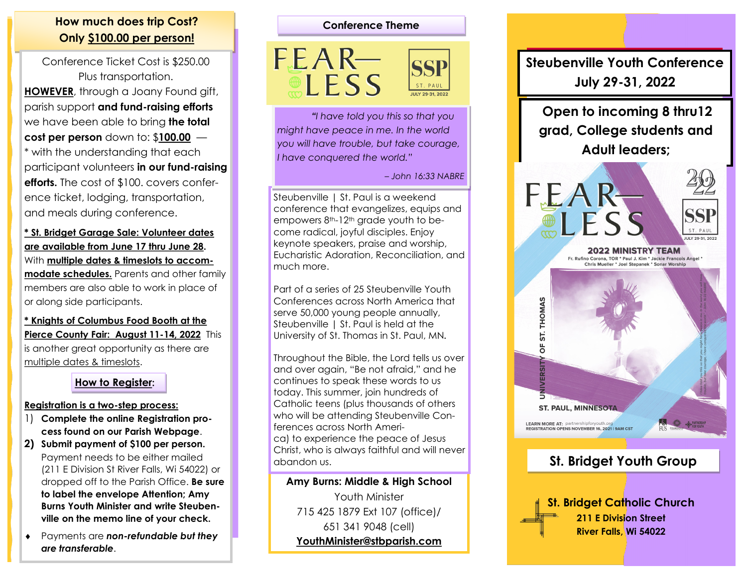## How much does trip Cost? Only $100.00 per person!

Conference Ticket Cost is $250.00 Plus transportation.

**HOWEVER**, through a Joany Found gift, parish support **and fund-raising efforts** we have been able to bring **the total cost per person** down to: $**100.00** — * with the understanding that each participant volunteers **in our fund-raising efforts.** The cost of $100. covers conference ticket, lodging, transportation, and meals during conference.

**\* St. Bridget Garage Sale: Volunteer dates are available from June 17 thru June 28.** With **multiple dates & timeslots to accommodate schedules.** Parents and other family members are also able to work in place of or along side participants.

**\* Knights of Columbus Food Booth at the Pierce County Fair: August 11-14, 2022** This is another great opportunity as there are multiple dates & timeslots.

### How to Register:

**Registration is a two-step process:**

1) **Complete the online Registration process found on our Parish Webpage.**
2) **Submit payment of $100 per person.** Payment needs to be either mailed (211 E Division St River Falls, Wi 54022) or dropped off to the Parish Office. **Be sure to label the envelope Attention; Amy Burns Youth Minister and write Steubenville on the memo line of your check.**

- Payments are ***non-refundable but they are transferable***.

## Conference Theme

FEAR—LESS

SSP ST. PAUL JULY 29-31, 2022

*"I have told you this so that you might have peace in me. In the world you will have trouble, but take courage, I have conquered the world."*

*– John 16:33 NABRE*

Steubenville | St. Paul is a weekend conference that evangelizes, equips and empowers 8th-12th grade youth to become radical, joyful disciples. Enjoy keynote speakers, praise and worship, Eucharistic Adoration, Reconciliation, and much more.

Part of a series of 25 Steubenville Youth Conferences across North America that serve 50,000 young people annually, Steubenville | St. Paul is held at the University of St. Thomas in St. Paul, MN.

Throughout the Bible, the Lord tells us over and over again, "Be not afraid," and he continues to speak these words to us today. This summer, join hundreds of Catholic teens (plus thousands of others who will be attending Steubenville Conferences across North America) to experience the peace of Jesus Christ, who is always faithful and will never abandon us.

**Amy Burns: Middle & High School**
Youth Minister
715 425 1879 Ext 107 (office)/
651 341 9048 (cell)
**YouthMinister@stbparish.com**

## Steubenville Youth Conference July 29-31, 2022

### Open to incoming 8 thru12 grad, College students and Adult leaders;

FEAR—LESS 2022 SSP ST. PAUL JULY 29-31, 2022

**2022 MINISTRY TEAM**
Fr. Rufino Corona, TOR * Paul J. Kim * Jackie Francois Angel * Chris Mueller * Joel Stepanek * Sonar Worship

UNIVERSITY OF ST. THOMAS
ST. PAUL, MINNESOTA

LEARN MORE AT: partnershipforyouth.org
REGISTRATION OPENS NOVEMBER 16, 2021 | 9AM CST

### St. Bridget Youth Group

**St. Bridget Catholic Church**
**211 E Division Street**
**River Falls, Wi 54022**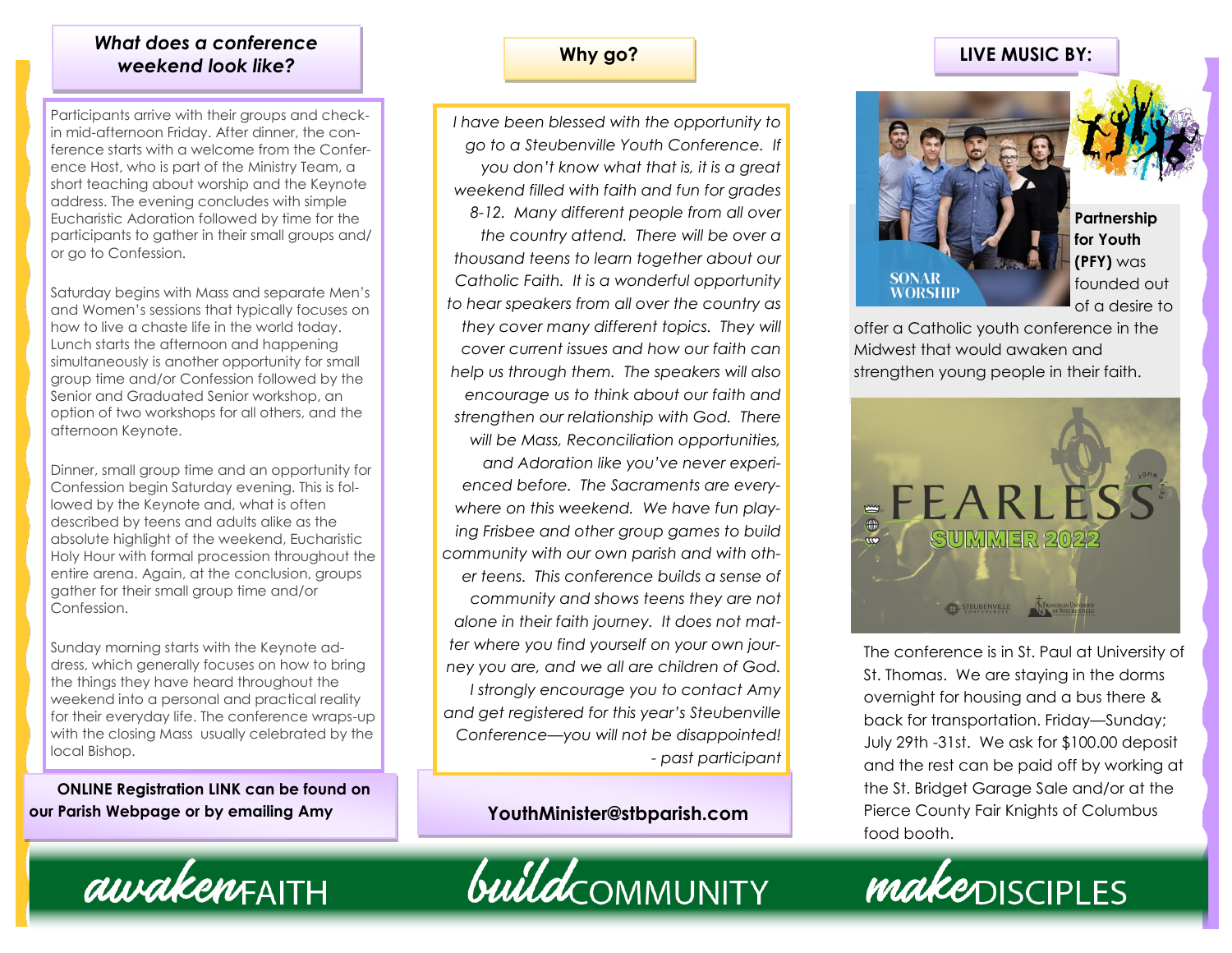## *What does a conference weekend look like?*

Participants arrive with their groups and check-in mid-afternoon Friday. After dinner, the conference starts with a welcome from the Conference Host, who is part of the Ministry Team, a short teaching about worship and the Keynote address. The evening concludes with simple Eucharistic Adoration followed by time for the participants to gather in their small groups and/or go to Confession.

Saturday begins with Mass and separate Men's and Women's sessions that typically focuses on how to live a chaste life in the world today. Lunch starts the afternoon and happening simultaneously is another opportunity for small group time and/or Confession followed by the Senior and Graduated Senior workshop, an option of two workshops for all others, and the afternoon Keynote.

Dinner, small group time and an opportunity for Confession begin Saturday evening. This is followed by the Keynote and, what is often described by teens and adults alike as the absolute highlight of the weekend, Eucharistic Holy Hour with formal procession throughout the entire arena. Again, at the conclusion, groups gather for their small group time and/or Confession.

Sunday morning starts with the Keynote address, which generally focuses on how to bring the things they have heard throughout the weekend into a personal and practical reality for their everyday life. The conference wraps-up with the closing Mass usually celebrated by the local Bishop.

**ONLINE Registration LINK can be found on our Parish Webpage or by emailing Amy**

## Why go?

*I have been blessed with the opportunity to go to a Steubenville Youth Conference. If you don't know what that is, it is a great weekend filled with faith and fun for grades 8-12. Many different people from all over the country attend. There will be over a thousand teens to learn together about our Catholic Faith. It is a wonderful opportunity to hear speakers from all over the country as they cover many different topics. They will cover current issues and how our faith can help us through them. The speakers will also encourage us to think about our faith and strengthen our relationship with God. There will be Mass, Reconciliation opportunities, and Adoration like you've never experienced before. The Sacraments are everywhere on this weekend. We have fun playing Frisbee and other group games to build community with our own parish and with other teens. This conference builds a sense of community and shows teens they are not alone in their faith journey. It does not matter where you find yourself on your own journey you are, and we all are children of God. I strongly encourage you to contact Amy and get registered for this year's Steubenville Conference—you will not be disappointed!*

*- past participant*

**YouthMinister@stbparish.com**

## LIVE MUSIC BY:

SONAR WORSHIP

**Partnership for Youth (PFY)** was founded out of a desire to offer a Catholic youth conference in the Midwest that would awaken and strengthen young people in their faith.

FEARLESS SUMMER 2022

The conference is in St. Paul at University of St. Thomas. We are staying in the dorms overnight for housing and a bus there & back for transportation. Friday—Sunday; July 29th -31st. We ask for $100.00 deposit and the rest can be paid off by working at the St. Bridget Garage Sale and/or at the Pierce County Fair Knights of Columbus food booth.

*awaken*FAITH *build*COMMUNITY *make*DISCIPLES